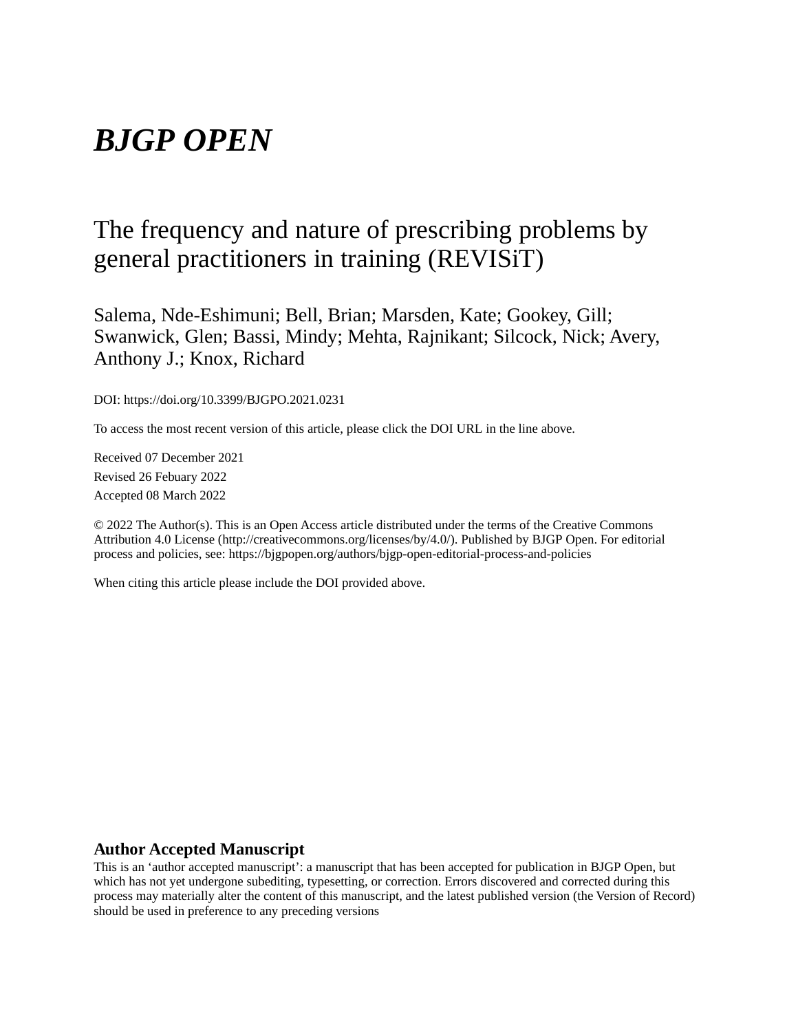# *BJGP OPEN*

## The frequency and nature of prescribing problems by general practitioners in training (REVISiT)

Salema, Nde-Eshimuni; Bell, Brian; Marsden, Kate; Gookey, Gill; Swanwick, Glen; Bassi, Mindy; Mehta, Rajnikant; Silcock, Nick; Avery, Anthony J.; Knox, Richard

DOI: https://doi.org/10.3399/BJGPO.2021.0231

To access the most recent version of this article, please click the DOI URL in the line above.

Received 07 December 2021

Revised 26 Febuary 2022

Accepted 08 March 2022

© 2022 The Author(s). This is an Open Access article distributed under the terms of the Creative Commons Attribution 4.0 License (http://creativecommons.org/licenses/by/4.0/). Published by BJGP Open. For editorial process and policies, see: https://bjgpopen.org/authors/bjgp-open-editorial-process-and-policies

When citing this article please include the DOI provided above.

**Author Accepted Manuscript**

This is an 'author accepted manuscript': a manuscript that has been accepted for publication in BJGP Open, but which has not yet undergone subediting, typesetting, or correction. Errors discovered and corrected during this process may materially alter the content of this manuscript, and the latest published version (the Version of Record) should be used in preference to any preceding versions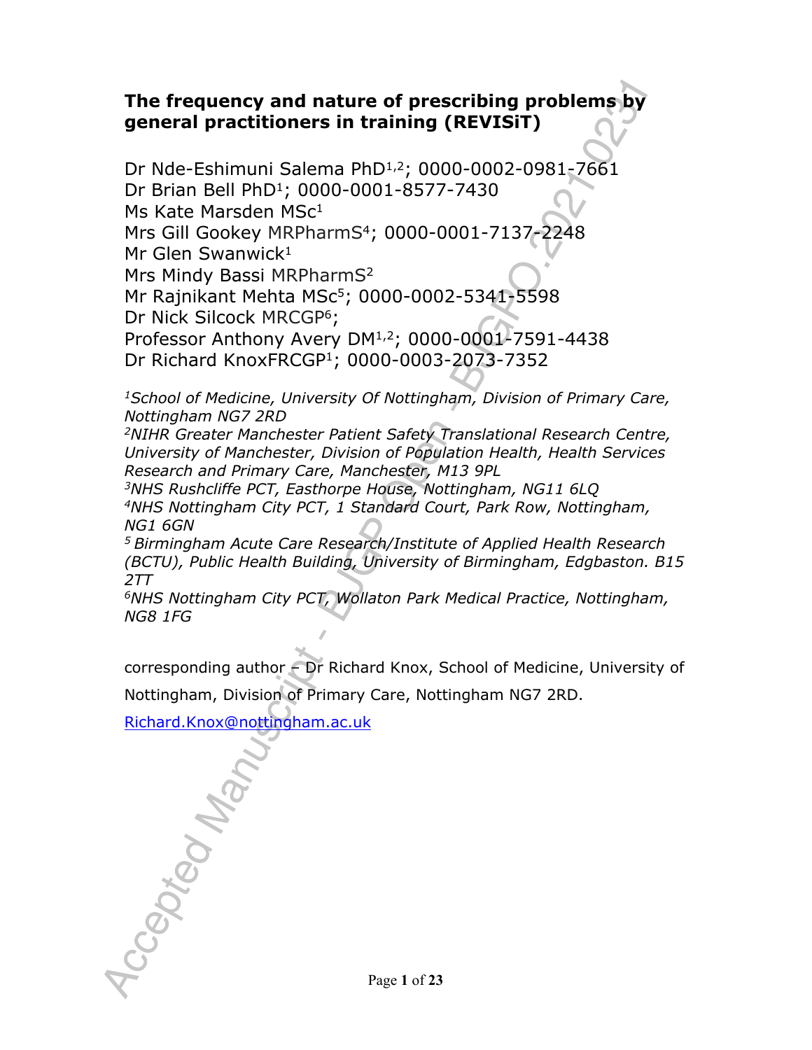# The frequency and nature of prescribing problems by general practitioners in training (REVISiT)

Dr Nde-Eshimuni Salema PhD[1,2]; 0000-0002-0981-7661
Dr Brian Bell PhD[1]; 0000-0001-8577-7430
Ms Kate Marsden MSc[1]
Mrs Gill Gookey MRPharmS[4]; 0000-0001-7137-2248
Mr Glen Swanwick[1]
Mrs Mindy Bassi MRPharmS[2]
Mr Rajnikant Mehta MSc[5]; 0000-0002-5341-5598
Dr Nick Silcock MRCGP[6];
Professor Anthony Avery DM[1,2]; 0000-0001-7591-4438
Dr Richard KnoxFRCGP[1]; 0000-0003-2073-7352

*[1]School of Medicine, University Of Nottingham, Division of Primary Care, Nottingham NG7 2RD*
*[2]NIHR Greater Manchester Patient Safety Translational Research Centre, University of Manchester, Division of Population Health, Health Services Research and Primary Care, Manchester, M13 9PL*
*[3]NHS Rushcliffe PCT, Easthorpe House, Nottingham, NG11 6LQ*
*[4]NHS Nottingham City PCT, 1 Standard Court, Park Row, Nottingham, NG1 6GN*
*[5] Birmingham Acute Care Research/Institute of Applied Health Research (BCTU), Public Health Building, University of Birmingham, Edgbaston. B15 2TT*
*[6]NHS Nottingham City PCT, Wollaton Park Medical Practice, Nottingham, NG8 1FG*

corresponding author – Dr Richard Knox, School of Medicine, University of Nottingham, Division of Primary Care, Nottingham NG7 2RD.

Richard.Knox@nottingham.ac.uk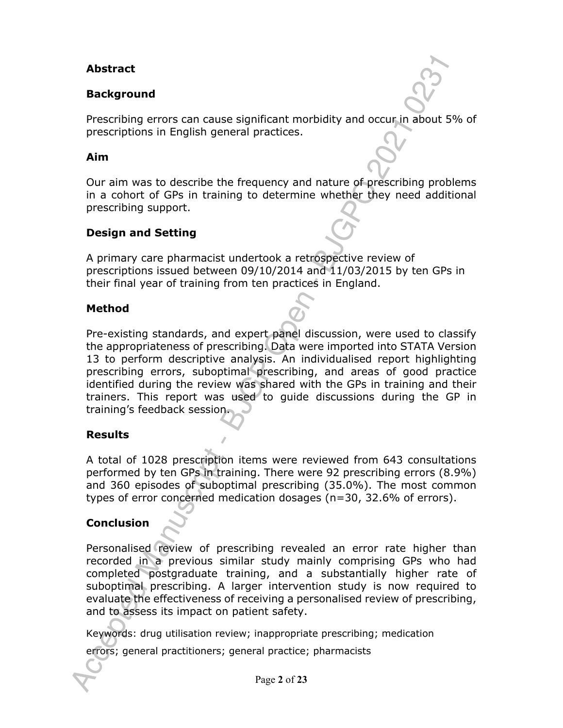## Abstract

### Background

Prescribing errors can cause significant morbidity and occur in about 5% of prescriptions in English general practices.

### Aim

Our aim was to describe the frequency and nature of prescribing problems in a cohort of GPs in training to determine whether they need additional prescribing support.

### Design and Setting

A primary care pharmacist undertook a retrospective review of prescriptions issued between 09/10/2014 and 11/03/2015 by ten GPs in their final year of training from ten practices in England.

### Method

Pre-existing standards, and expert panel discussion, were used to classify the appropriateness of prescribing. Data were imported into STATA Version 13 to perform descriptive analysis. An individualised report highlighting prescribing errors, suboptimal prescribing, and areas of good practice identified during the review was shared with the GPs in training and their trainers. This report was used to guide discussions during the GP in training's feedback session.

### Results

A total of 1028 prescription items were reviewed from 643 consultations performed by ten GPs in training. There were 92 prescribing errors (8.9%) and 360 episodes of suboptimal prescribing (35.0%). The most common types of error concerned medication dosages (n=30, 32.6% of errors).

### Conclusion

Personalised review of prescribing revealed an error rate higher than recorded in a previous similar study mainly comprising GPs who had completed postgraduate training, and a substantially higher rate of suboptimal prescribing. A larger intervention study is now required to evaluate the effectiveness of receiving a personalised review of prescribing, and to assess its impact on patient safety.

Keywords: drug utilisation review; inappropriate prescribing; medication errors; general practitioners; general practice; pharmacists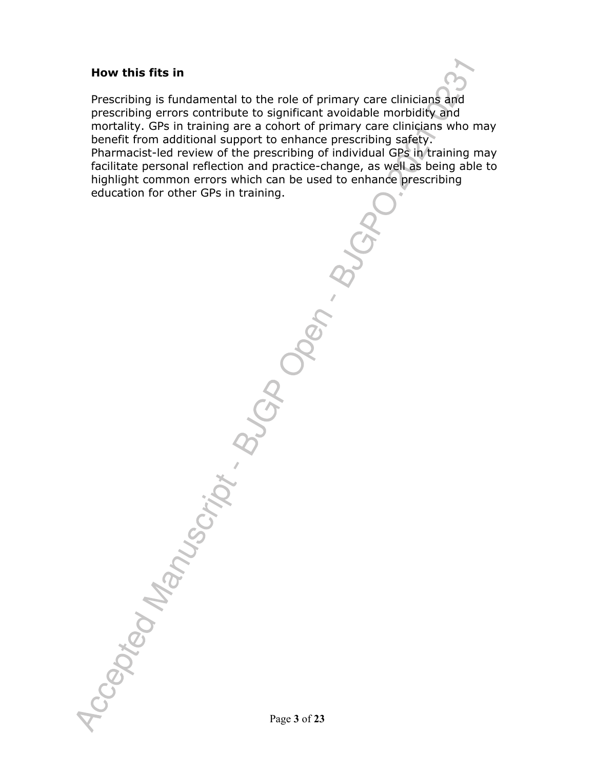### How this fits in

Prescribing is fundamental to the role of primary care clinicians and prescribing errors contribute to significant avoidable morbidity and mortality. GPs in training are a cohort of primary care clinicians who may benefit from additional support to enhance prescribing safety. Pharmacist-led review of the prescribing of individual GPs in training may facilitate personal reflection and practice-change, as well as being able to highlight common errors which can be used to enhance prescribing education for other GPs in training.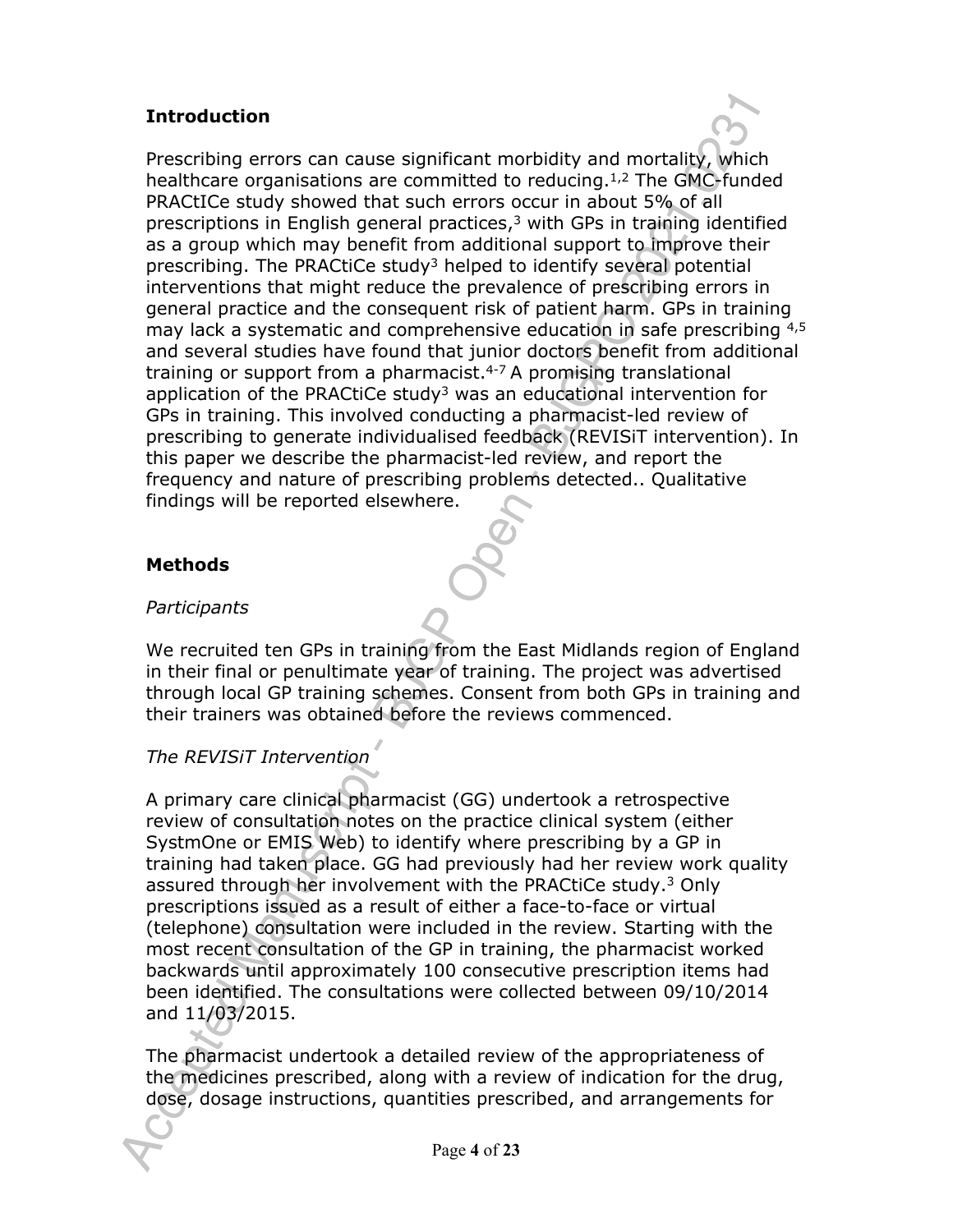## Introduction

Prescribing errors can cause significant morbidity and mortality, which healthcare organisations are committed to reducing.[1,2] The GMC-funded PRACtICe study showed that such errors occur in about 5% of all prescriptions in English general practices,[3] with GPs in training identified as a group which may benefit from additional support to improve their prescribing. The PRACtiCe study[3] helped to identify several potential interventions that might reduce the prevalence of prescribing errors in general practice and the consequent risk of patient harm. GPs in training may lack a systematic and comprehensive education in safe prescribing [4,5] and several studies have found that junior doctors benefit from additional training or support from a pharmacist.[4-7] A promising translational application of the PRACtiCe study[3] was an educational intervention for GPs in training. This involved conducting a pharmacist-led review of prescribing to generate individualised feedback (REVISiT intervention). In this paper we describe the pharmacist-led review, and report the frequency and nature of prescribing problems detected.. Qualitative findings will be reported elsewhere.

## Methods

*Participants*

We recruited ten GPs in training from the East Midlands region of England in their final or penultimate year of training. The project was advertised through local GP training schemes. Consent from both GPs in training and their trainers was obtained before the reviews commenced.

*The REVISiT Intervention*

A primary care clinical pharmacist (GG) undertook a retrospective review of consultation notes on the practice clinical system (either SystmOne or EMIS Web) to identify where prescribing by a GP in training had taken place. GG had previously had her review work quality assured through her involvement with the PRACtiCe study.[3] Only prescriptions issued as a result of either a face-to-face or virtual (telephone) consultation were included in the review. Starting with the most recent consultation of the GP in training, the pharmacist worked backwards until approximately 100 consecutive prescription items had been identified. The consultations were collected between 09/10/2014 and 11/03/2015.

The pharmacist undertook a detailed review of the appropriateness of the medicines prescribed, along with a review of indication for the drug, dose, dosage instructions, quantities prescribed, and arrangements for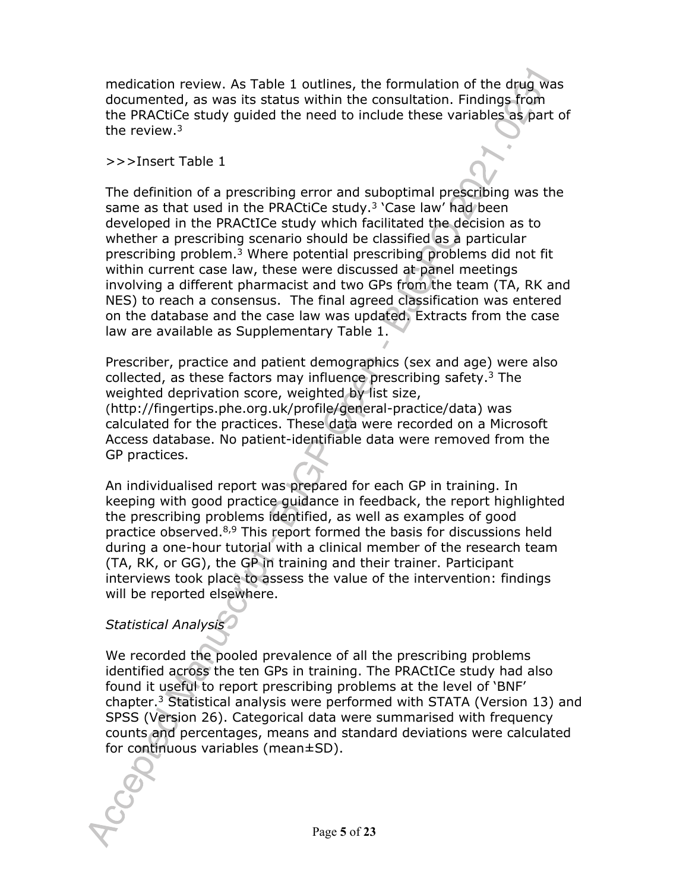medication review. As Table 1 outlines, the formulation of the drug was documented, as was its status within the consultation. Findings from the PRACtiCe study guided the need to include these variables as part of the review.[3]

>>>Insert Table 1

The definition of a prescribing error and suboptimal prescribing was the same as that used in the PRACtiCe study.[3] 'Case law' had been developed in the PRACtICe study which facilitated the decision as to whether a prescribing scenario should be classified as a particular prescribing problem.[3] Where potential prescribing problems did not fit within current case law, these were discussed at panel meetings involving a different pharmacist and two GPs from the team (TA, RK and NES) to reach a consensus. The final agreed classification was entered on the database and the case law was updated. Extracts from the case law are available as Supplementary Table 1.

Prescriber, practice and patient demographics (sex and age) were also collected, as these factors may influence prescribing safety.[3] The weighted deprivation score, weighted by list size, (http://fingertips.phe.org.uk/profile/general-practice/data) was calculated for the practices. These data were recorded on a Microsoft Access database. No patient-identifiable data were removed from the GP practices.

An individualised report was prepared for each GP in training. In keeping with good practice guidance in feedback, the report highlighted the prescribing problems identified, as well as examples of good practice observed.[8,9] This report formed the basis for discussions held during a one-hour tutorial with a clinical member of the research team (TA, RK, or GG), the GP in training and their trainer. Participant interviews took place to assess the value of the intervention: findings will be reported elsewhere.

*Statistical Analysis*

We recorded the pooled prevalence of all the prescribing problems identified across the ten GPs in training. The PRACtICe study had also found it useful to report prescribing problems at the level of 'BNF' chapter.[3] Statistical analysis were performed with STATA (Version 13) and SPSS (Version 26). Categorical data were summarised with frequency counts and percentages, means and standard deviations were calculated for continuous variables (mean±SD).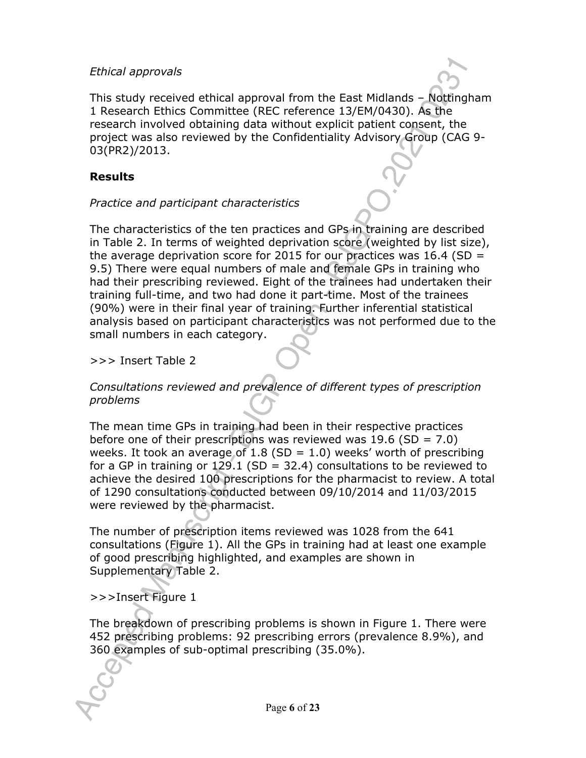*Ethical approvals*

This study received ethical approval from the East Midlands – Nottingham 1 Research Ethics Committee (REC reference 13/EM/0430). As the research involved obtaining data without explicit patient consent, the project was also reviewed by the Confidentiality Advisory Group (CAG 9-03(PR2)/2013.

**Results**

*Practice and participant characteristics*

The characteristics of the ten practices and GPs in training are described in Table 2. In terms of weighted deprivation score (weighted by list size), the average deprivation score for 2015 for our practices was 16.4 (SD = 9.5) There were equal numbers of male and female GPs in training who had their prescribing reviewed. Eight of the trainees had undertaken their training full-time, and two had done it part-time. Most of the trainees (90%) were in their final year of training. Further inferential statistical analysis based on participant characteristics was not performed due to the small numbers in each category.

>>> Insert Table 2

*Consultations reviewed and prevalence of different types of prescription problems*

The mean time GPs in training had been in their respective practices before one of their prescriptions was reviewed was 19.6 (SD = 7.0) weeks. It took an average of 1.8 (SD = 1.0) weeks' worth of prescribing for a GP in training or 129.1 (SD = 32.4) consultations to be reviewed to achieve the desired 100 prescriptions for the pharmacist to review. A total of 1290 consultations conducted between 09/10/2014 and 11/03/2015 were reviewed by the pharmacist.

The number of prescription items reviewed was 1028 from the 641 consultations (Figure 1). All the GPs in training had at least one example of good prescribing highlighted, and examples are shown in Supplementary Table 2.

>>>Insert Figure 1

The breakdown of prescribing problems is shown in Figure 1. There were 452 prescribing problems: 92 prescribing errors (prevalence 8.9%), and 360 examples of sub-optimal prescribing (35.0%).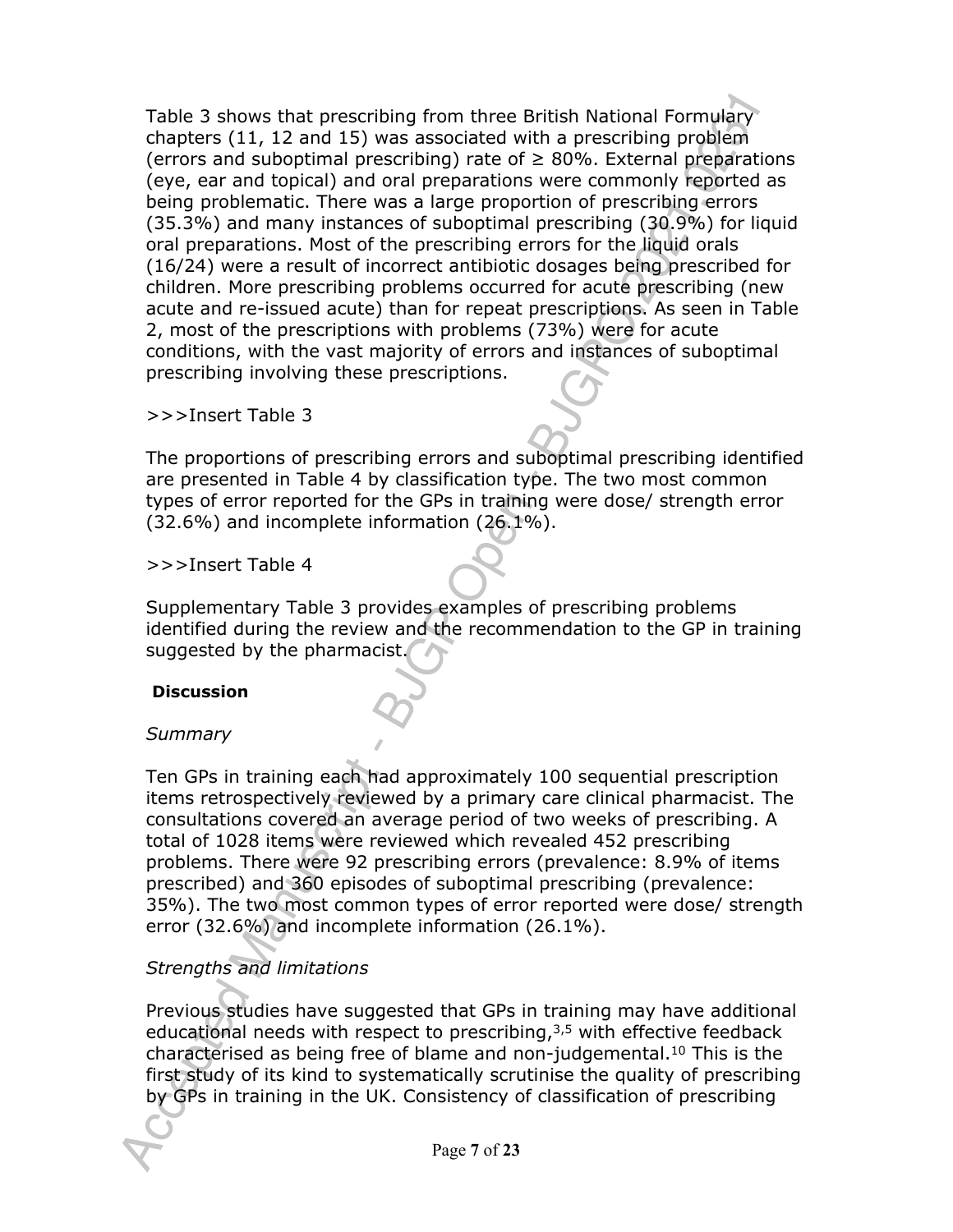Table 3 shows that prescribing from three British National Formulary chapters (11, 12 and 15) was associated with a prescribing problem (errors and suboptimal prescribing) rate of ≥ 80%. External preparations (eye, ear and topical) and oral preparations were commonly reported as being problematic. There was a large proportion of prescribing errors (35.3%) and many instances of suboptimal prescribing (30.9%) for liquid oral preparations. Most of the prescribing errors for the liquid orals (16/24) were a result of incorrect antibiotic dosages being prescribed for children. More prescribing problems occurred for acute prescribing (new acute and re-issued acute) than for repeat prescriptions. As seen in Table 2, most of the prescriptions with problems (73%) were for acute conditions, with the vast majority of errors and instances of suboptimal prescribing involving these prescriptions.

>>>Insert Table 3

The proportions of prescribing errors and suboptimal prescribing identified are presented in Table 4 by classification type. The two most common types of error reported for the GPs in training were dose/ strength error (32.6%) and incomplete information (26.1%).

>>>Insert Table 4

Supplementary Table 3 provides examples of prescribing problems identified during the review and the recommendation to the GP in training suggested by the pharmacist.

## Discussion

### *Summary*

Ten GPs in training each had approximately 100 sequential prescription items retrospectively reviewed by a primary care clinical pharmacist. The consultations covered an average period of two weeks of prescribing. A total of 1028 items were reviewed which revealed 452 prescribing problems. There were 92 prescribing errors (prevalence: 8.9% of items prescribed) and 360 episodes of suboptimal prescribing (prevalence: 35%). The two most common types of error reported were dose/ strength error (32.6%) and incomplete information (26.1%).

### *Strengths and limitations*

Previous studies have suggested that GPs in training may have additional educational needs with respect to prescribing,[3,5] with effective feedback characterised as being free of blame and non-judgemental.[10] This is the first study of its kind to systematically scrutinise the quality of prescribing by GPs in training in the UK. Consistency of classification of prescribing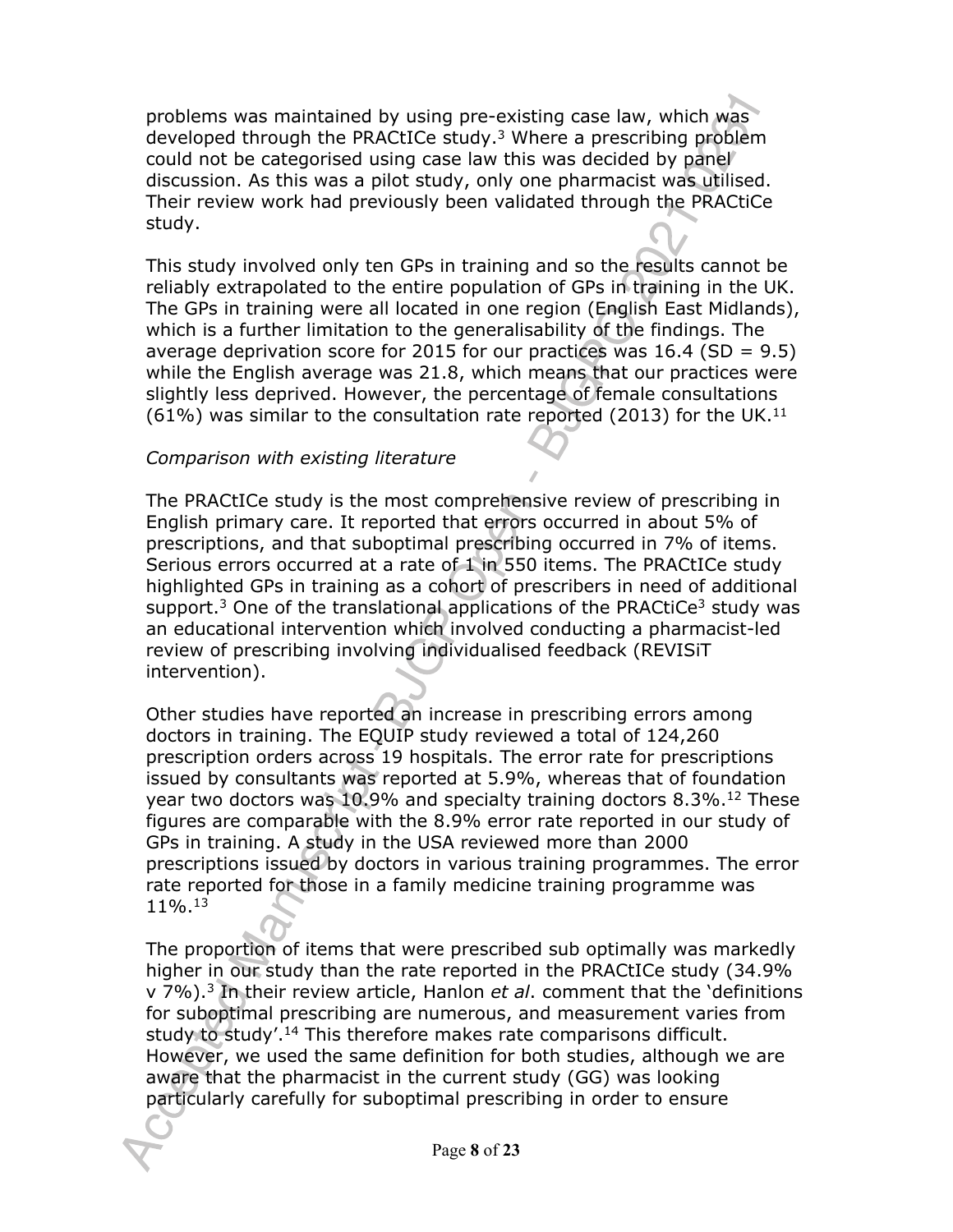problems was maintained by using pre-existing case law, which was developed through the PRACtICe study.[3] Where a prescribing problem could not be categorised using case law this was decided by panel discussion. As this was a pilot study, only one pharmacist was utilised. Their review work had previously been validated through the PRACtiCe study.

This study involved only ten GPs in training and so the results cannot be reliably extrapolated to the entire population of GPs in training in the UK. The GPs in training were all located in one region (English East Midlands), which is a further limitation to the generalisability of the findings. The average deprivation score for 2015 for our practices was 16.4 (SD = 9.5) while the English average was 21.8, which means that our practices were slightly less deprived. However, the percentage of female consultations (61%) was similar to the consultation rate reported (2013) for the UK.[11]

*Comparison with existing literature*

The PRACtICe study is the most comprehensive review of prescribing in English primary care. It reported that errors occurred in about 5% of prescriptions, and that suboptimal prescribing occurred in 7% of items. Serious errors occurred at a rate of 1 in 550 items. The PRACtICe study highlighted GPs in training as a cohort of prescribers in need of additional support.[3] One of the translational applications of the PRACtiCe[3] study was an educational intervention which involved conducting a pharmacist-led review of prescribing involving individualised feedback (REVISiT intervention).

Other studies have reported an increase in prescribing errors among doctors in training. The EQUIP study reviewed a total of 124,260 prescription orders across 19 hospitals. The error rate for prescriptions issued by consultants was reported at 5.9%, whereas that of foundation year two doctors was 10.9% and specialty training doctors 8.3%.[12] These figures are comparable with the 8.9% error rate reported in our study of GPs in training. A study in the USA reviewed more than 2000 prescriptions issued by doctors in various training programmes. The error rate reported for those in a family medicine training programme was 11%.[13]

The proportion of items that were prescribed sub optimally was markedly higher in our study than the rate reported in the PRACtICe study (34.9% v 7%).[3] In their review article, Hanlon *et al*. comment that the 'definitions for suboptimal prescribing are numerous, and measurement varies from study to study'.[14] This therefore makes rate comparisons difficult. However, we used the same definition for both studies, although we are aware that the pharmacist in the current study (GG) was looking particularly carefully for suboptimal prescribing in order to ensure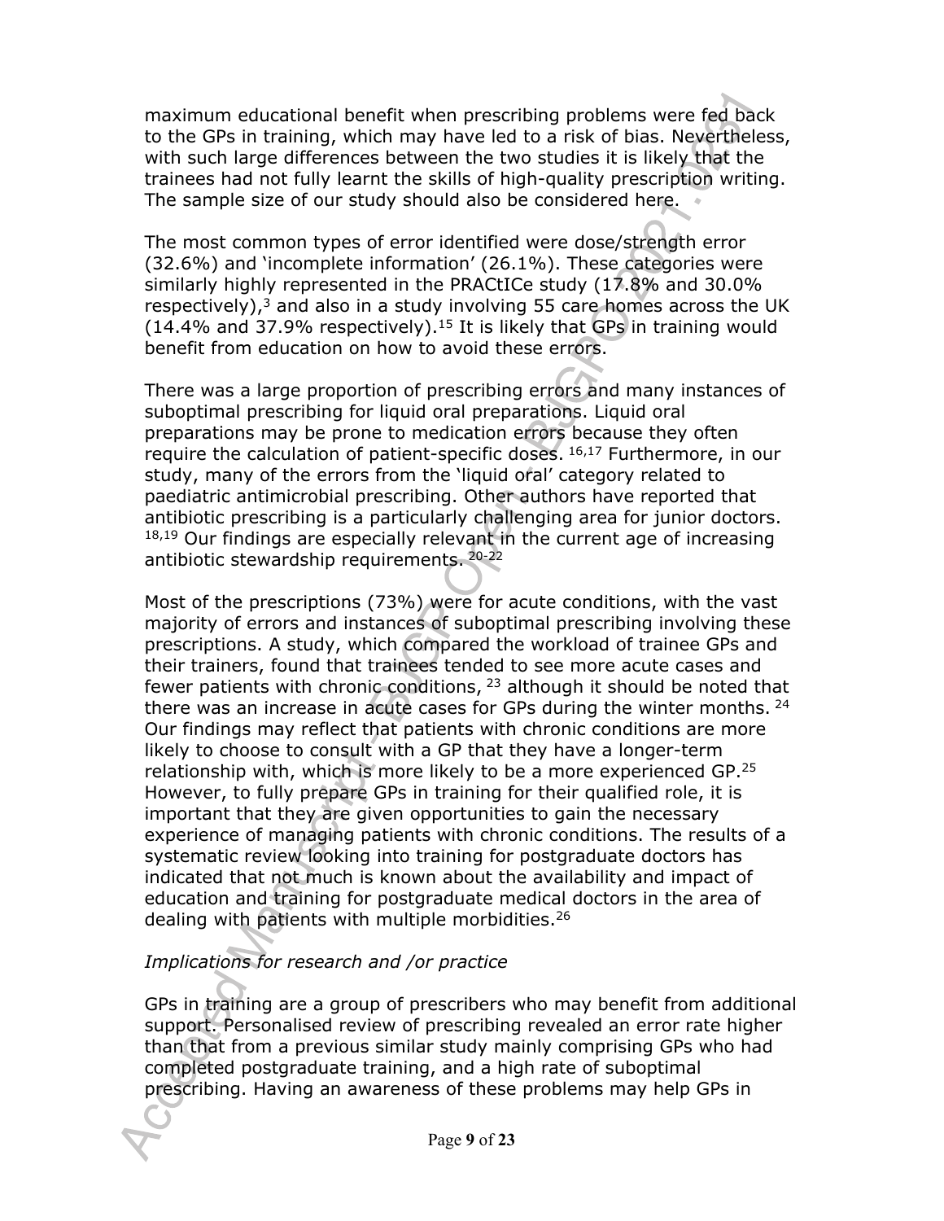maximum educational benefit when prescribing problems were fed back to the GPs in training, which may have led to a risk of bias. Nevertheless, with such large differences between the two studies it is likely that the trainees had not fully learnt the skills of high-quality prescription writing. The sample size of our study should also be considered here.

The most common types of error identified were dose/strength error (32.6%) and 'incomplete information' (26.1%). These categories were similarly highly represented in the PRACtICe study (17.8% and 30.0% respectively),[3] and also in a study involving 55 care homes across the UK (14.4% and 37.9% respectively).[15] It is likely that GPs in training would benefit from education on how to avoid these errors.

There was a large proportion of prescribing errors and many instances of suboptimal prescribing for liquid oral preparations. Liquid oral preparations may be prone to medication errors because they often require the calculation of patient-specific doses. [16,17] Furthermore, in our study, many of the errors from the 'liquid oral' category related to paediatric antimicrobial prescribing. Other authors have reported that antibiotic prescribing is a particularly challenging area for junior doctors. [18,19] Our findings are especially relevant in the current age of increasing antibiotic stewardship requirements. [20-22]

Most of the prescriptions (73%) were for acute conditions, with the vast majority of errors and instances of suboptimal prescribing involving these prescriptions. A study, which compared the workload of trainee GPs and their trainers, found that trainees tended to see more acute cases and fewer patients with chronic conditions, [23] although it should be noted that there was an increase in acute cases for GPs during the winter months. [24] Our findings may reflect that patients with chronic conditions are more likely to choose to consult with a GP that they have a longer-term relationship with, which is more likely to be a more experienced GP.[25] However, to fully prepare GPs in training for their qualified role, it is important that they are given opportunities to gain the necessary experience of managing patients with chronic conditions. The results of a systematic review looking into training for postgraduate doctors has indicated that not much is known about the availability and impact of education and training for postgraduate medical doctors in the area of dealing with patients with multiple morbidities.[26]

*Implications for research and /or practice*

GPs in training are a group of prescribers who may benefit from additional support. Personalised review of prescribing revealed an error rate higher than that from a previous similar study mainly comprising GPs who had completed postgraduate training, and a high rate of suboptimal prescribing. Having an awareness of these problems may help GPs in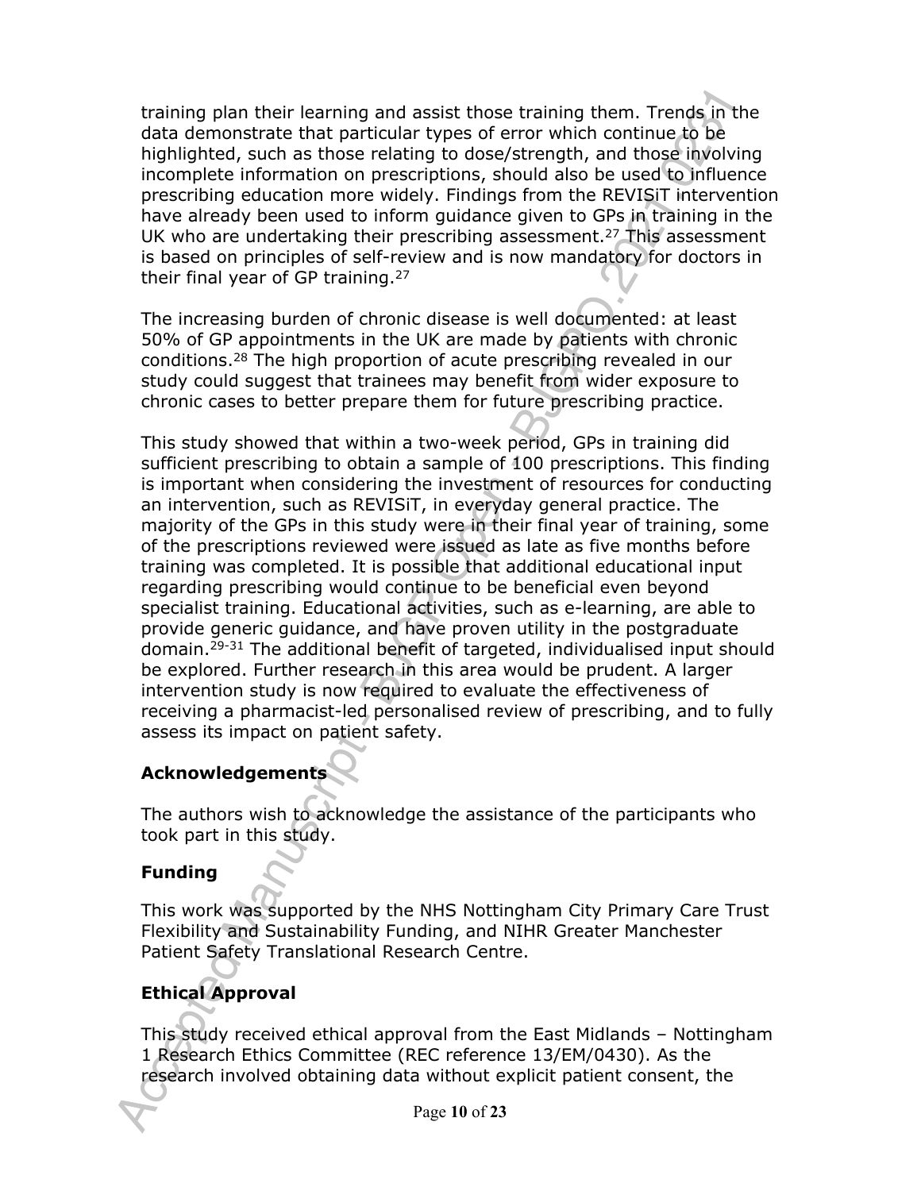training plan their learning and assist those training them. Trends in the data demonstrate that particular types of error which continue to be highlighted, such as those relating to dose/strength, and those involving incomplete information on prescriptions, should also be used to influence prescribing education more widely. Findings from the REVISiT intervention have already been used to inform guidance given to GPs in training in the UK who are undertaking their prescribing assessment.[27] This assessment is based on principles of self-review and is now mandatory for doctors in their final year of GP training.[27]

The increasing burden of chronic disease is well documented: at least 50% of GP appointments in the UK are made by patients with chronic conditions.[28] The high proportion of acute prescribing revealed in our study could suggest that trainees may benefit from wider exposure to chronic cases to better prepare them for future prescribing practice.

This study showed that within a two-week period, GPs in training did sufficient prescribing to obtain a sample of 100 prescriptions. This finding is important when considering the investment of resources for conducting an intervention, such as REVISiT, in everyday general practice. The majority of the GPs in this study were in their final year of training, some of the prescriptions reviewed were issued as late as five months before training was completed. It is possible that additional educational input regarding prescribing would continue to be beneficial even beyond specialist training. Educational activities, such as e-learning, are able to provide generic guidance, and have proven utility in the postgraduate domain.[29-31] The additional benefit of targeted, individualised input should be explored. Further research in this area would be prudent. A larger intervention study is now required to evaluate the effectiveness of receiving a pharmacist-led personalised review of prescribing, and to fully assess its impact on patient safety.

## Acknowledgements

The authors wish to acknowledge the assistance of the participants who took part in this study.

## Funding

This work was supported by the NHS Nottingham City Primary Care Trust Flexibility and Sustainability Funding, and NIHR Greater Manchester Patient Safety Translational Research Centre.

## Ethical Approval

This study received ethical approval from the East Midlands – Nottingham 1 Research Ethics Committee (REC reference 13/EM/0430). As the research involved obtaining data without explicit patient consent, the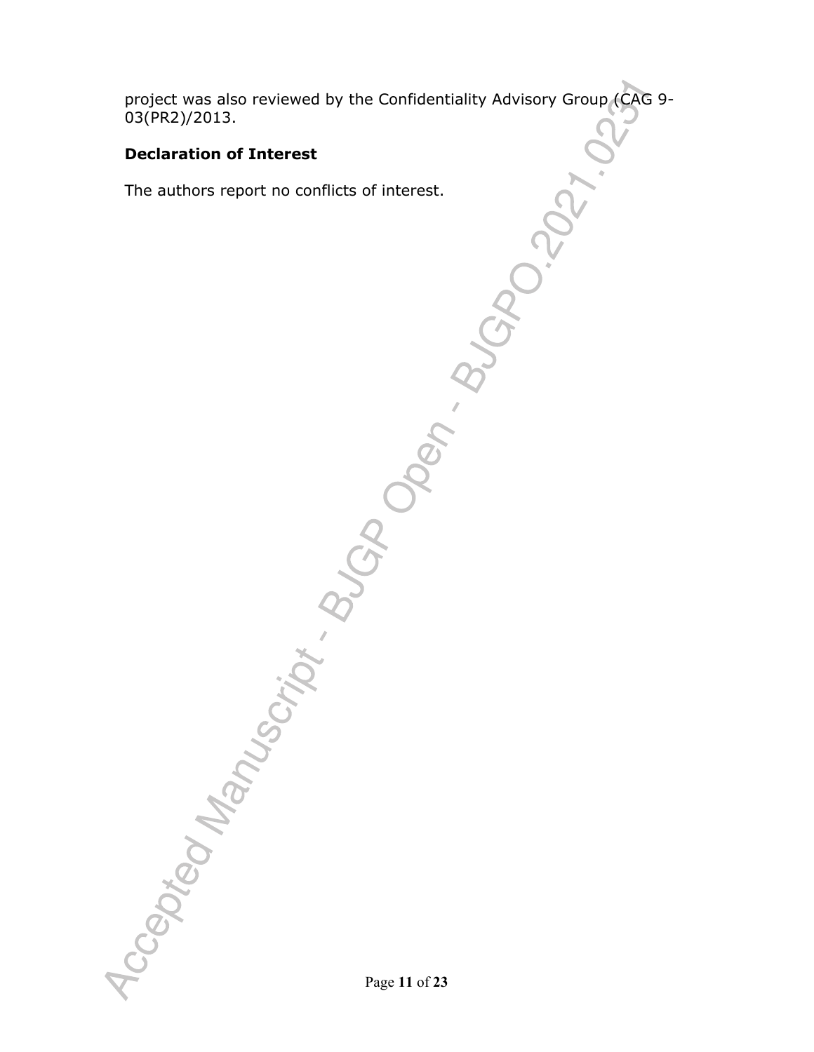project was also reviewed by the Confidentiality Advisory Group (CAG 9-03(PR2)/2013.

### Declaration of Interest

The authors report no conflicts of interest.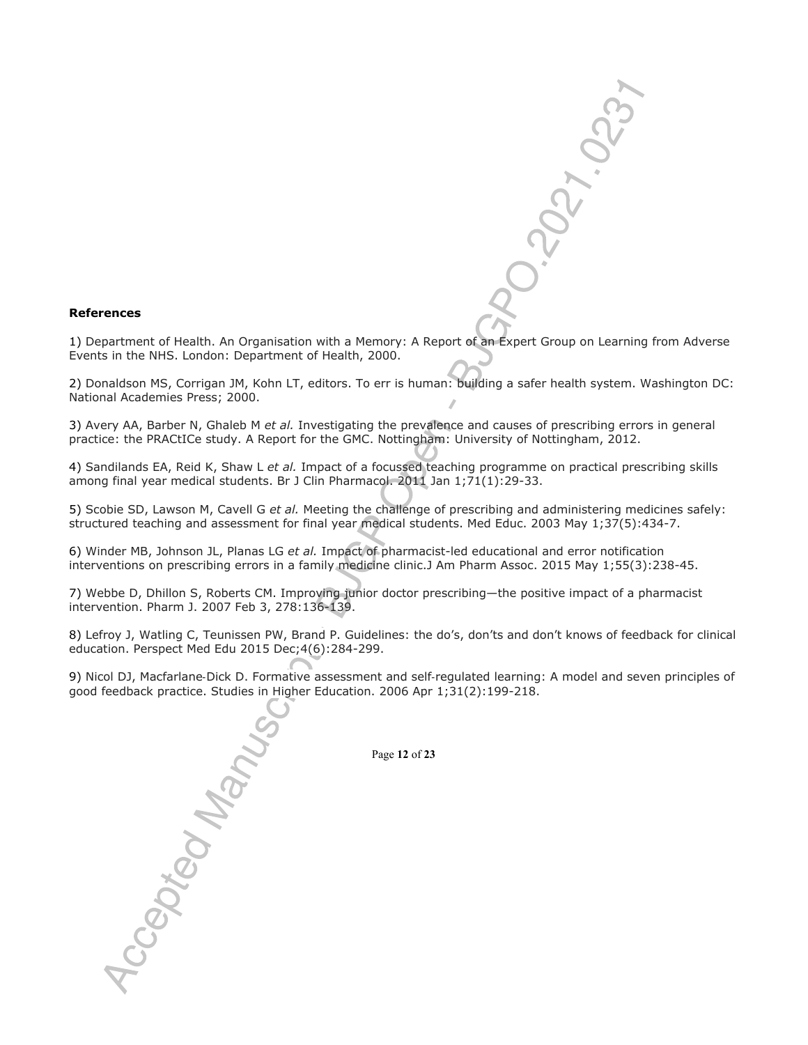**References**

1) Department of Health. An Organisation with a Memory: A Report of an Expert Group on Learning from Adverse Events in the NHS. London: Department of Health, 2000.

2) Donaldson MS, Corrigan JM, Kohn LT, editors. To err is human: building a safer health system. Washington DC: National Academies Press; 2000.

3) Avery AA, Barber N, Ghaleb M *et al.* Investigating the prevalence and causes of prescribing errors in general practice: the PRACtICe study. A Report for the GMC. Nottingham: University of Nottingham, 2012.

4) Sandilands EA, Reid K, Shaw L *et al.* Impact of a focussed teaching programme on practical prescribing skills among final year medical students. Br J Clin Pharmacol. 2011 Jan 1;71(1):29-33.

5) Scobie SD, Lawson M, Cavell G *et al.* Meeting the challenge of prescribing and administering medicines safely: structured teaching and assessment for final year medical students. Med Educ. 2003 May 1;37(5):434-7.

6) Winder MB, Johnson JL, Planas LG *et al.* Impact of pharmacist-led educational and error notification interventions on prescribing errors in a family medicine clinic.J Am Pharm Assoc. 2015 May 1;55(3):238-45.

7) Webbe D, Dhillon S, Roberts CM. Improving junior doctor prescribing—the positive impact of a pharmacist intervention. Pharm J. 2007 Feb 3, 278:136-139.

8) Lefroy J, Watling C, Teunissen PW, Brand P. Guidelines: the do's, don'ts and don't knows of feedback for clinical education. Perspect Med Edu 2015 Dec;4(6):284-299.

9) Nicol DJ, Macfarlane-Dick D. Formative assessment and self-regulated learning: A model and seven principles of good feedback practice. Studies in Higher Education. 2006 Apr 1;31(2):199-218.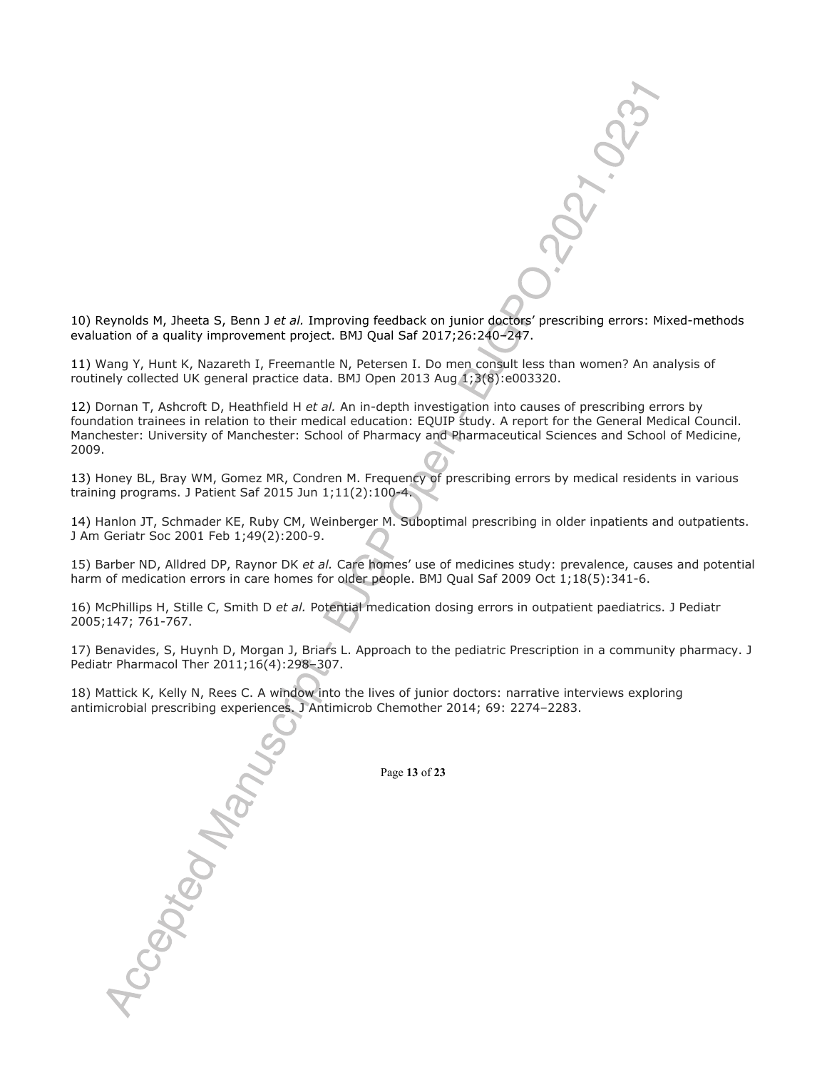10) Reynolds M, Jheeta S, Benn J *et al.* Improving feedback on junior doctors' prescribing errors: Mixed-methods evaluation of a quality improvement project. BMJ Qual Saf 2017;26:240–247.

11) Wang Y, Hunt K, Nazareth I, Freemantle N, Petersen I. Do men consult less than women? An analysis of routinely collected UK general practice data. BMJ Open 2013 Aug 1;3(8):e003320.

12) Dornan T, Ashcroft D, Heathfield H *et al.* An in-depth investigation into causes of prescribing errors by foundation trainees in relation to their medical education: EQUIP study. A report for the General Medical Council. Manchester: University of Manchester: School of Pharmacy and Pharmaceutical Sciences and School of Medicine, 2009.

13) Honey BL, Bray WM, Gomez MR, Condren M. Frequency of prescribing errors by medical residents in various training programs. J Patient Saf 2015 Jun 1;11(2):100-4.

14) Hanlon JT, Schmader KE, Ruby CM, Weinberger M. Suboptimal prescribing in older inpatients and outpatients. J Am Geriatr Soc 2001 Feb 1;49(2):200-9.

15) Barber ND, Alldred DP, Raynor DK *et al.* Care homes' use of medicines study: prevalence, causes and potential harm of medication errors in care homes for older people. BMJ Qual Saf 2009 Oct 1;18(5):341-6.

16) McPhillips H, Stille C, Smith D *et al.* Potential medication dosing errors in outpatient paediatrics. J Pediatr 2005;147; 761-767.

17) Benavides, S, Huynh D, Morgan J, Briars L. Approach to the pediatric Prescription in a community pharmacy. J Pediatr Pharmacol Ther 2011;16(4):298–307.

18) Mattick K, Kelly N, Rees C. A window into the lives of junior doctors: narrative interviews exploring antimicrobial prescribing experiences. J Antimicrob Chemother 2014; 69: 2274–2283.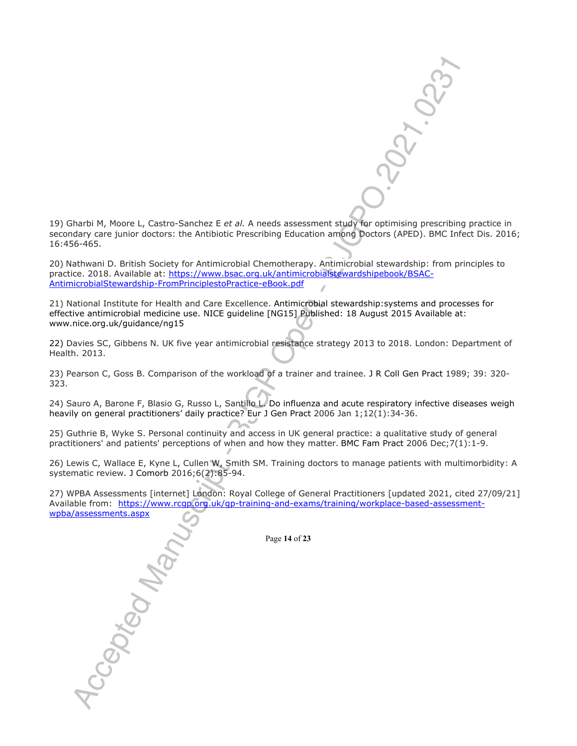19) Gharbi M, Moore L, Castro-Sanchez E *et al.* A needs assessment study for optimising prescribing practice in secondary care junior doctors: the Antibiotic Prescribing Education among Doctors (APED). BMC Infect Dis. 2016; 16:456-465.

20) Nathwani D. British Society for Antimicrobial Chemotherapy. Antimicrobial stewardship: from principles to practice. 2018. Available at: https://www.bsac.org.uk/antimicrobialstewardshipebook/BSAC-AntimicrobialStewardship-FromPrinciplestoPractice-eBook.pdf

21) National Institute for Health and Care Excellence. Antimicrobial stewardship:systems and processes for effective antimicrobial medicine use. NICE guideline [NG15] Published: 18 August 2015 Available at: www.nice.org.uk/guidance/ng15

22) Davies SC, Gibbens N. UK five year antimicrobial resistance strategy 2013 to 2018. London: Department of Health. 2013.

23) Pearson C, Goss B. Comparison of the workload of a trainer and trainee. J R Coll Gen Pract 1989; 39: 320-323.

24) Sauro A, Barone F, Blasio G, Russo L, Santillo L. Do influenza and acute respiratory infective diseases weigh heavily on general practitioners' daily practice? Eur J Gen Pract 2006 Jan 1;12(1):34-36.

25) Guthrie B, Wyke S. Personal continuity and access in UK general practice: a qualitative study of general practitioners' and patients' perceptions of when and how they matter. BMC Fam Pract 2006 Dec;7(1):1-9.

26) Lewis C, Wallace E, Kyne L, Cullen W, Smith SM. Training doctors to manage patients with multimorbidity: A systematic review. J Comorb 2016;6(2):85-94.

27) WPBA Assessments [internet] London: Royal College of General Practitioners [updated 2021, cited 27/09/21] Available from: https://www.rcgp.org.uk/gp-training-and-exams/training/workplace-based-assessment-wpba/assessments.aspx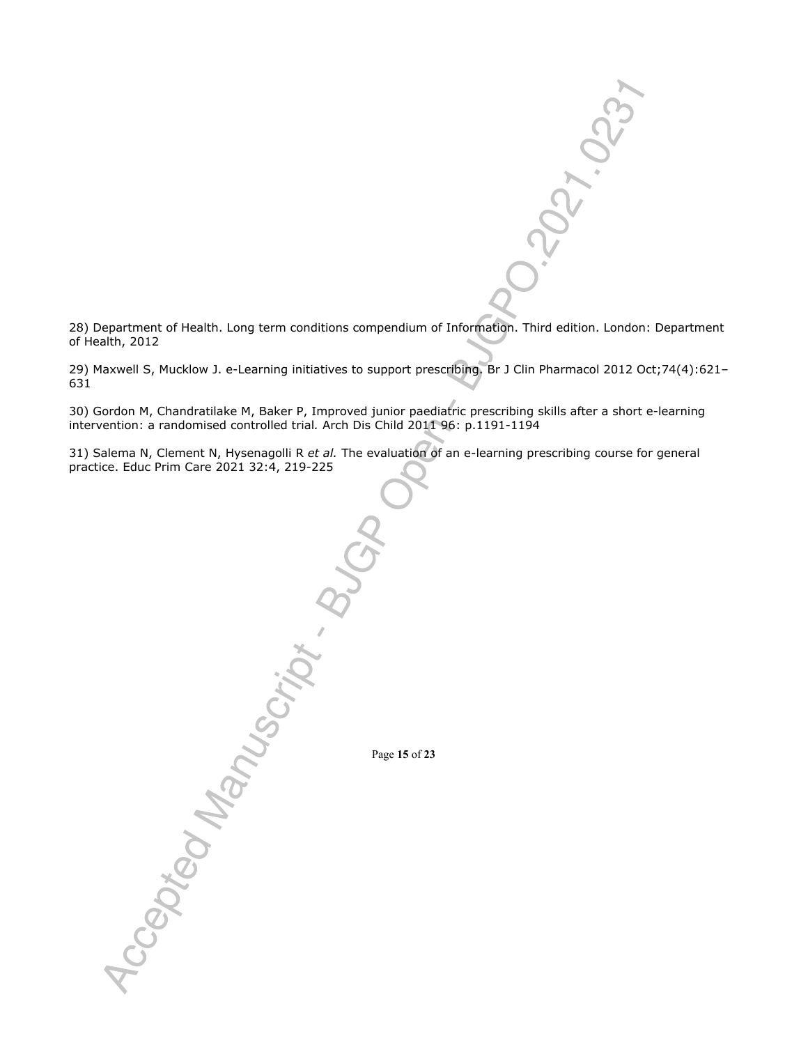28) Department of Health. Long term conditions compendium of Information. Third edition. London: Department of Health, 2012

29) Maxwell S, Mucklow J. e-Learning initiatives to support prescribing. Br J Clin Pharmacol 2012 Oct;74(4):621–631

30) Gordon M, Chandratilake M, Baker P, Improved junior paediatric prescribing skills after a short e-learning intervention: a randomised controlled trial*.* Arch Dis Child 2011 96: p.1191-1194

31) Salema N, Clement N, Hysenagolli R *et al.* The evaluation of an e-learning prescribing course for general practice. Educ Prim Care 2021 32:4, 219-225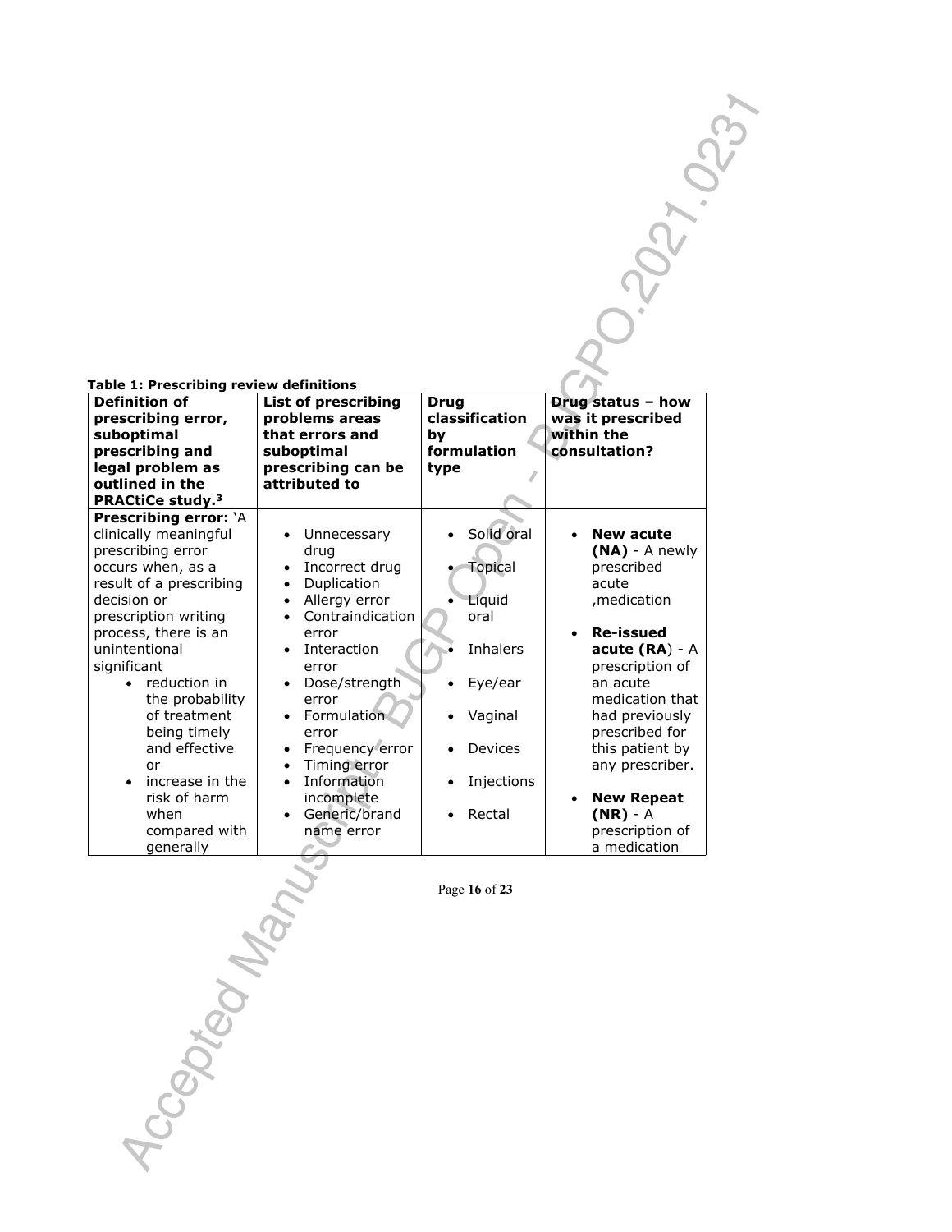**Table 1: Prescribing review definitions**

| Definition of prescribing error, suboptimal prescribing and legal problem as outlined in the PRACtiCe study.[3] | List of prescribing problems areas that errors and suboptimal prescribing can be attributed to | Drug classification by formulation type | Drug status – how was it prescribed within the consultation? |
|---|---|---|---|
| **Prescribing error:** 'A clinically meaningful prescribing error occurs when, as a result of a prescribing decision or prescription writing process, there is an unintentional significant<br>• reduction in the probability of treatment being timely and effective or<br>• increase in the risk of harm when compared with generally | • Unnecessary drug<br>• Incorrect drug<br>• Duplication<br>• Allergy error<br>• Contraindication error<br>• Interaction error<br>• Dose/strength error<br>• Formulation error<br>• Frequency error<br>• Timing error<br>• Information incomplete<br>• Generic/brand name error | • Solid oral<br>• Topical<br>• Liquid oral<br>• Inhalers<br>• Eye/ear<br>• Vaginal<br>• Devices<br>• Injections<br>• Rectal | • **New acute (NA)** - A newly prescribed acute ,medication<br>• **Re-issued acute (RA)** - A prescription of an acute medication that had previously prescribed for this patient by any prescriber.<br>• **New Repeat (NR)** - A prescription of a medication |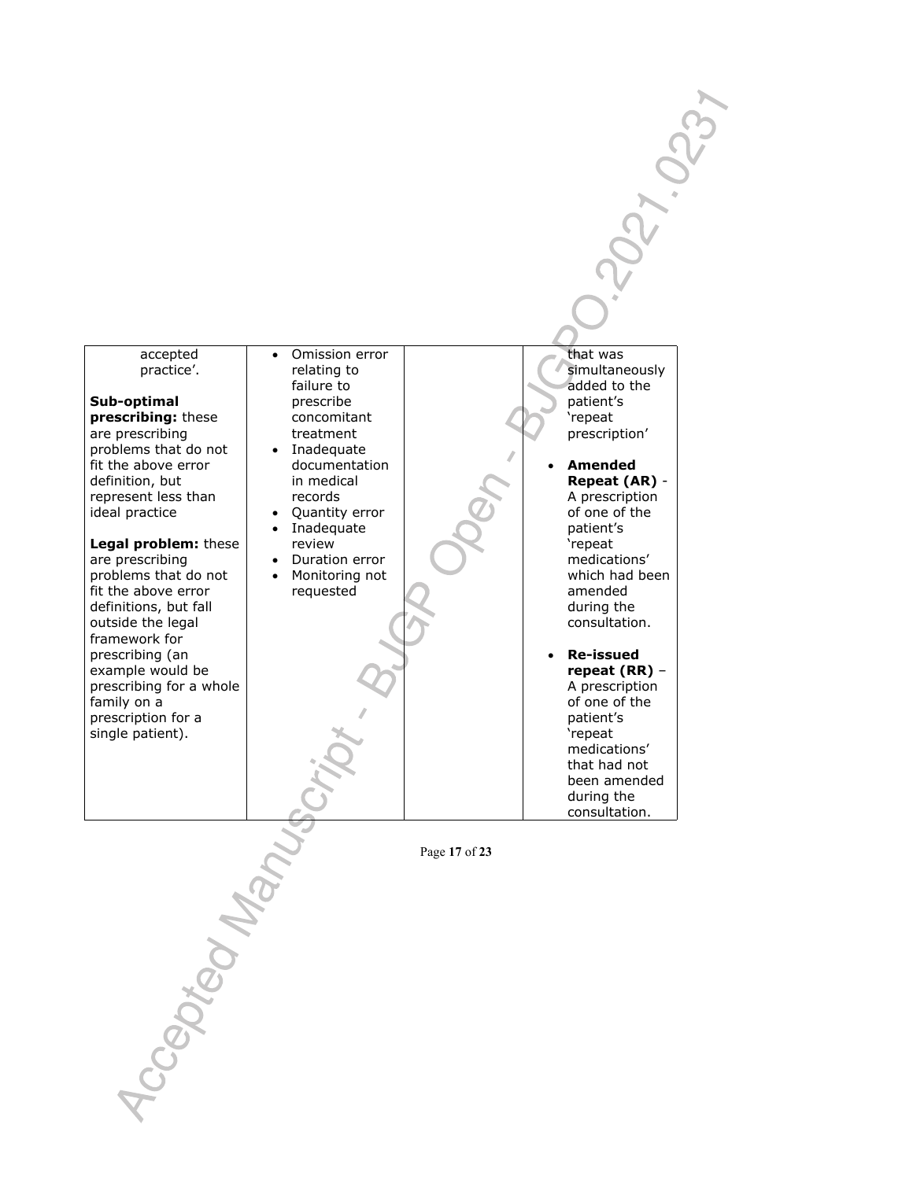| | | | |
|---|---|---|---|
| accepted practice'.<br><br>**Sub-optimal prescribing:** these are prescribing problems that do not fit the above error definition, but represent less than ideal practice<br><br>**Legal problem:** these are prescribing problems that do not fit the above error definitions, but fall outside the legal framework for prescribing (an example would be prescribing for a whole family on a prescription for a single patient). | • Omission error relating to failure to prescribe concomitant treatment<br>• Inadequate documentation in medical records<br>• Quantity error<br>• Inadequate review<br>• Duration error<br>• Monitoring not requested | | that was simultaneously added to the patient's 'repeat prescription'<br><br>• **Amended Repeat (AR)** - A prescription of one of the patient's 'repeat medications' which had been amended during the consultation.<br><br>• **Re-issued repeat (RR)** – A prescription of one of the patient's 'repeat medications' that had not been amended during the consultation. |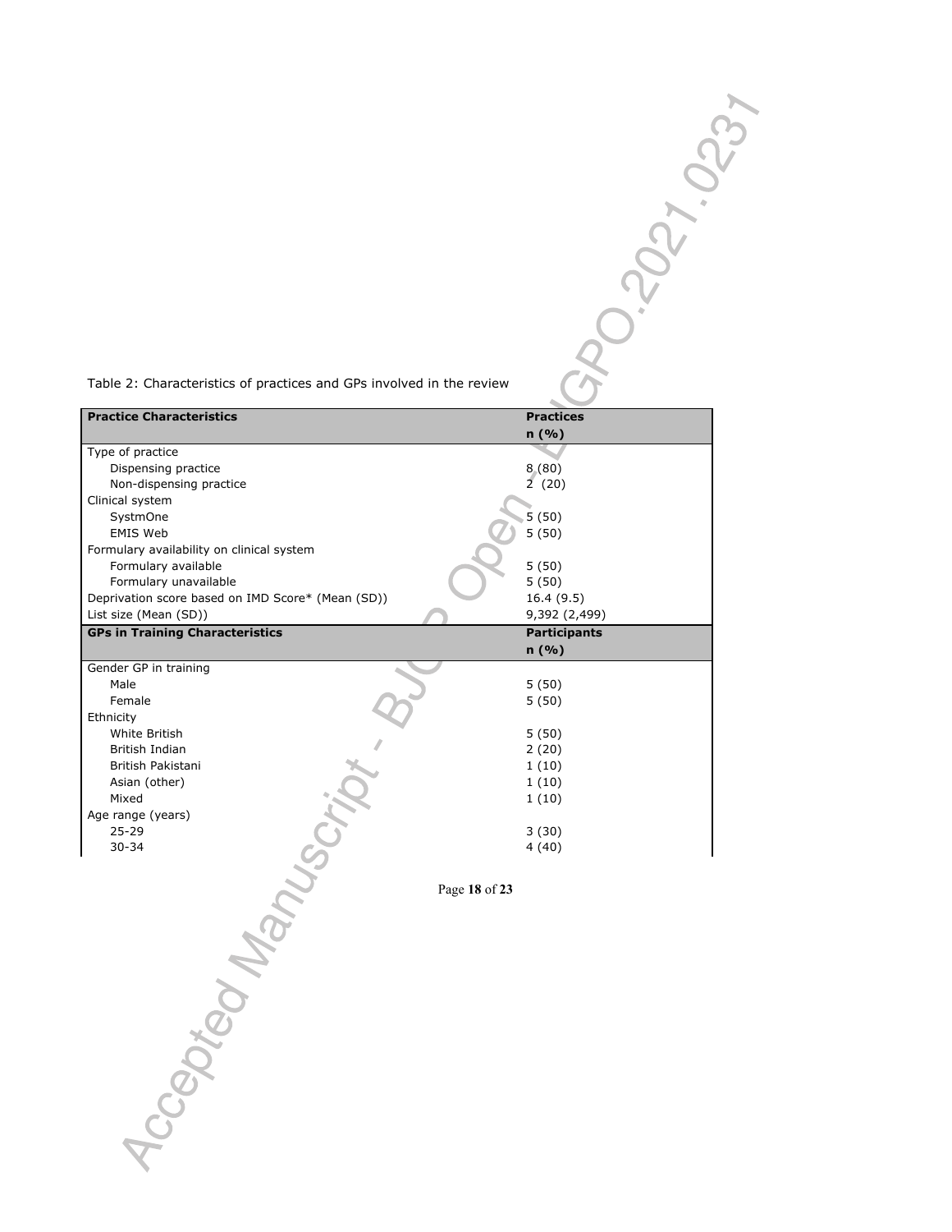Table 2: Characteristics of practices and GPs involved in the review

| **Practice Characteristics** | **Practices n (%)** |
|---|---|
| Type of practice | |
| Dispensing practice | 8 (80) |
| Non-dispensing practice | 2 (20) |
| Clinical system | |
| SystmOne | 5 (50) |
| EMIS Web | 5 (50) |
| Formulary availability on clinical system | |
| Formulary available | 5 (50) |
| Formulary unavailable | 5 (50) |
| Deprivation score based on IMD Score* (Mean (SD)) | 16.4 (9.5) |
| List size (Mean (SD)) | 9,392 (2,499) |
| **GPs in Training Characteristics** | **Participants n (%)** |
| Gender GP in training | |
| Male | 5 (50) |
| Female | 5 (50) |
| Ethnicity | |
| White British | 5 (50) |
| British Indian | 2 (20) |
| British Pakistani | 1 (10) |
| Asian (other) | 1 (10) |
| Mixed | 1 (10) |
| Age range (years) | |
| 25-29 | 3 (30) |
| 30-34 | 4 (40) |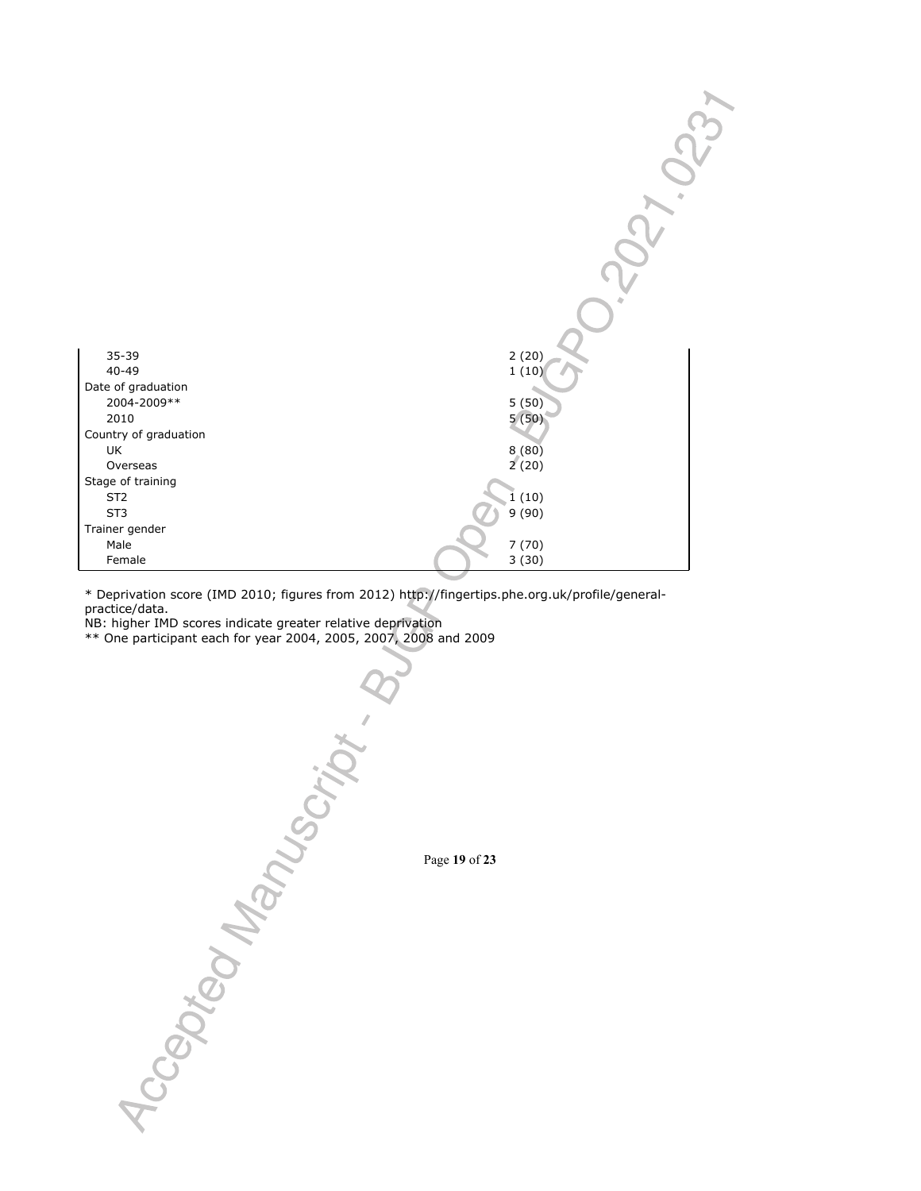| | |
|---|---|
| 35-39 | 2 (20) |
| 40-49 | 1 (10) |
| Date of graduation | |
| 2004-2009** | 5 (50) |
| 2010 | 5 (50) |
| Country of graduation | |
| UK | 8 (80) |
| Overseas | 2 (20) |
| Stage of training | |
| ST2 | 1 (10) |
| ST3 | 9 (90) |
| Trainer gender | |
| Male | 7 (70) |
| Female | 3 (30) |

* Deprivation score (IMD 2010; figures from 2012) http://fingertips.phe.org.uk/profile/general-practice/data.
NB: higher IMD scores indicate greater relative deprivation
** One participant each for year 2004, 2005, 2007, 2008 and 2009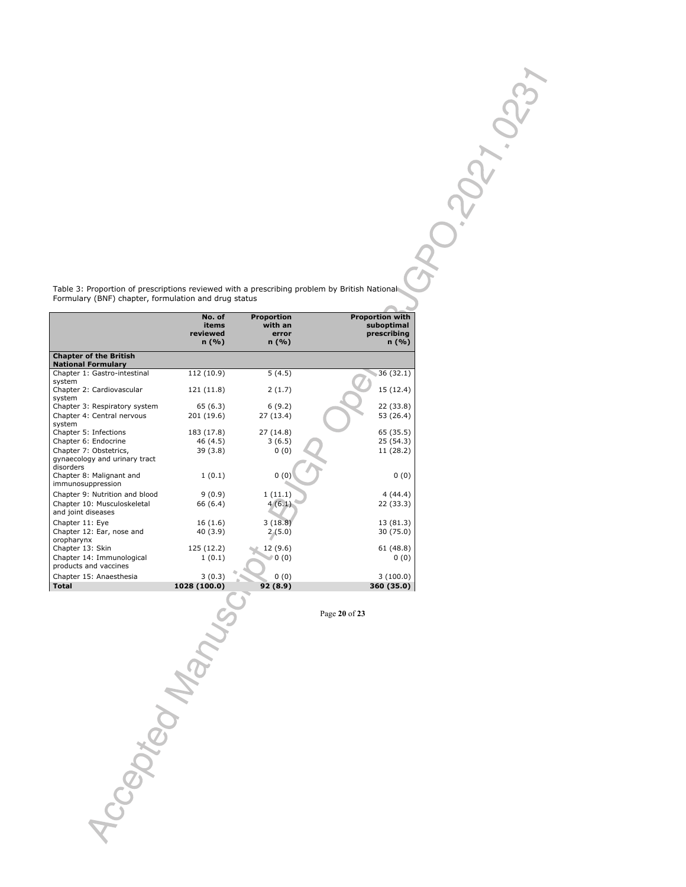Table 3: Proportion of prescriptions reviewed with a prescribing problem by British National Formulary (BNF) chapter, formulation and drug status

| | No. of items reviewed n (%) | Proportion with an error n (%) | Proportion with suboptimal prescribing n (%) |
|---|---|---|---|
| **Chapter of the British National Formulary** | | | |
| Chapter 1: Gastro-intestinal system | 112 (10.9) | 5 (4.5) | 36 (32.1) |
| Chapter 2: Cardiovascular system | 121 (11.8) | 2 (1.7) | 15 (12.4) |
| Chapter 3: Respiratory system | 65 (6.3) | 6 (9.2) | 22 (33.8) |
| Chapter 4: Central nervous system | 201 (19.6) | 27 (13.4) | 53 (26.4) |
| Chapter 5: Infections | 183 (17.8) | 27 (14.8) | 65 (35.5) |
| Chapter 6: Endocrine | 46 (4.5) | 3 (6.5) | 25 (54.3) |
| Chapter 7: Obstetrics, gynaecology and urinary tract disorders | 39 (3.8) | 0 (0) | 11 (28.2) |
| Chapter 8: Malignant and immunosuppression | 1 (0.1) | 0 (0) | 0 (0) |
| Chapter 9: Nutrition and blood | 9 (0.9) | 1 (11.1) | 4 (44.4) |
| Chapter 10: Musculoskeletal and joint diseases | 66 (6.4) | 4 (6.1) | 22 (33.3) |
| Chapter 11: Eye | 16 (1.6) | 3 (18.8) | 13 (81.3) |
| Chapter 12: Ear, nose and oropharynx | 40 (3.9) | 2 (5.0) | 30 (75.0) |
| Chapter 13: Skin | 125 (12.2) | 12 (9.6) | 61 (48.8) |
| Chapter 14: Immunological products and vaccines | 1 (0.1) | 0 (0) | 0 (0) |
| Chapter 15: Anaesthesia | 3 (0.3) | 0 (0) | 3 (100.0) |
| **Total** | **1028 (100.0)** | **92 (8.9)** | **360 (35.0)** |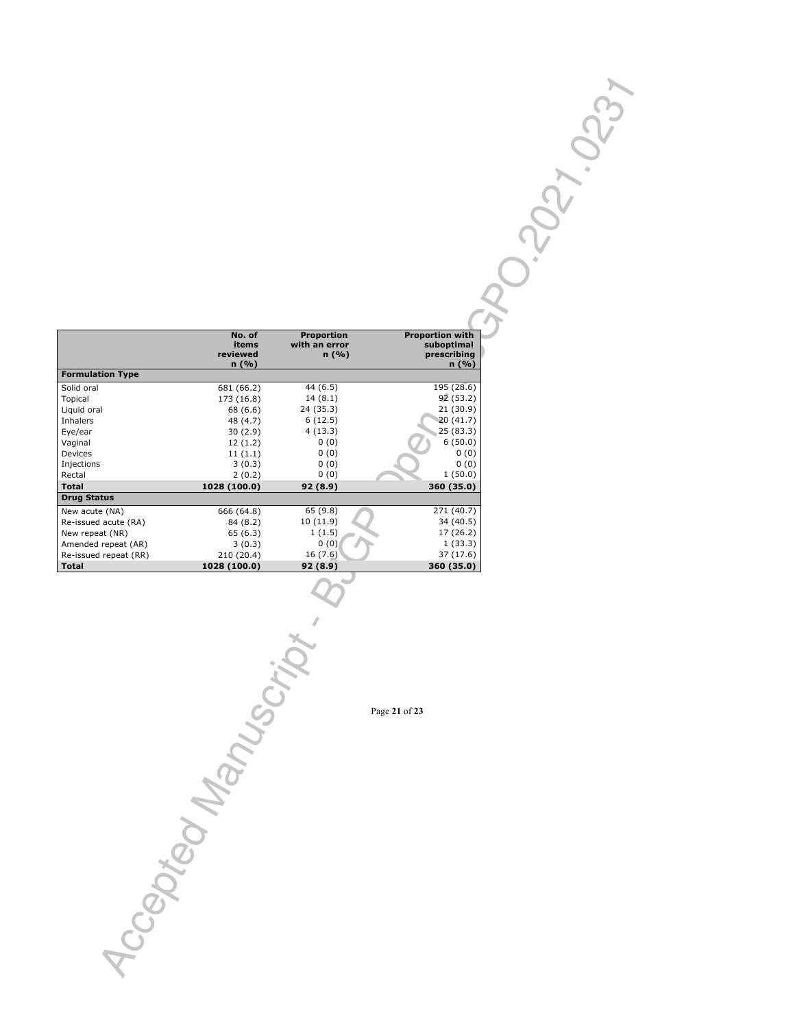| | No. of items reviewed n (%) | Proportion with an error n (%) | Proportion with suboptimal prescribing n (%) |
|---|---|---|---|
| **Formulation Type** | | | |
| Solid oral | 681 (66.2) | 44 (6.5) | 195 (28.6) |
| Topical | 173 (16.8) | 14 (8.1) | 92 (53.2) |
| Liquid oral | 68 (6.6) | 24 (35.3) | 21 (30.9) |
| Inhalers | 48 (4.7) | 6 (12.5) | 20 (41.7) |
| Eye/ear | 30 (2.9) | 4 (13.3) | 25 (83.3) |
| Vaginal | 12 (1.2) | 0 (0) | 6 (50.0) |
| Devices | 11 (1.1) | 0 (0) | 0 (0) |
| Injections | 3 (0.3) | 0 (0) | 0 (0) |
| Rectal | 2 (0.2) | 0 (0) | 1 (50.0) |
| **Total** | **1028 (100.0)** | **92 (8.9)** | **360 (35.0)** |
| **Drug Status** | | | |
| New acute (NA) | 666 (64.8) | 65 (9.8) | 271 (40.7) |
| Re-issued acute (RA) | 84 (8.2) | 10 (11.9) | 34 (40.5) |
| New repeat (NR) | 65 (6.3) | 1 (1.5) | 17 (26.2) |
| Amended repeat (AR) | 3 (0.3) | 0 (0) | 1 (33.3) |
| Re-issued repeat (RR) | 210 (20.4) | 16 (7.6) | 37 (17.6) |
| **Total** | **1028 (100.0)** | **92 (8.9)** | **360 (35.0)** |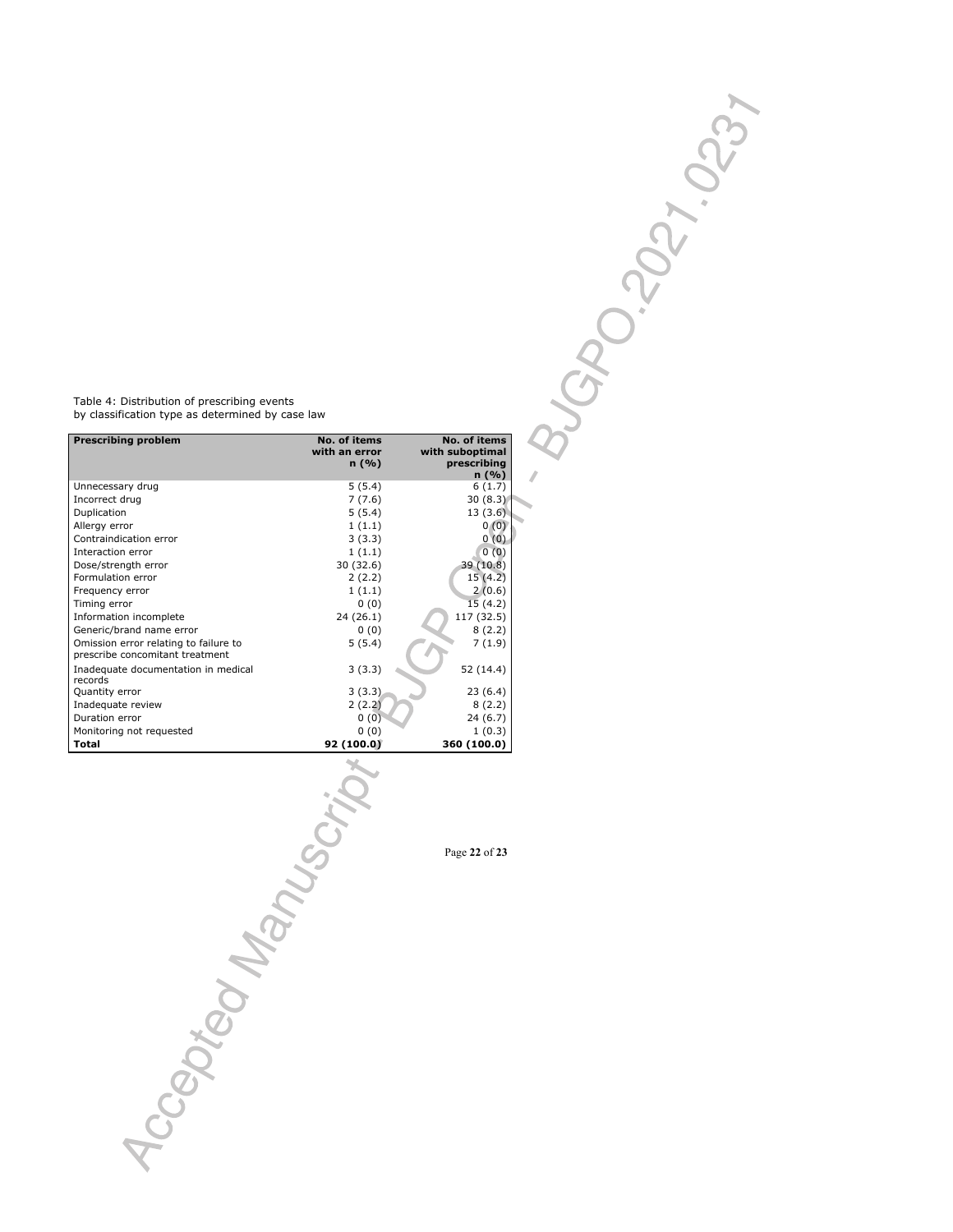Table 4: Distribution of prescribing events by classification type as determined by case law

| Prescribing problem | No. of items with an error n (%) | No. of items with suboptimal prescribing n (%) |
|---|---|---|
| Unnecessary drug | 5 (5.4) | 6 (1.7) |
| Incorrect drug | 7 (7.6) | 30 (8.3) |
| Duplication | 5 (5.4) | 13 (3.6) |
| Allergy error | 1 (1.1) | 0 (0) |
| Contraindication error | 3 (3.3) | 0 (0) |
| Interaction error | 1 (1.1) | 0 (0) |
| Dose/strength error | 30 (32.6) | 39 (10.8) |
| Formulation error | 2 (2.2) | 15 (4.2) |
| Frequency error | 1 (1.1) | 2 (0.6) |
| Timing error | 0 (0) | 15 (4.2) |
| Information incomplete | 24 (26.1) | 117 (32.5) |
| Generic/brand name error | 0 (0) | 8 (2.2) |
| Omission error relating to failure to prescribe concomitant treatment | 5 (5.4) | 7 (1.9) |
| Inadequate documentation in medical records | 3 (3.3) | 52 (14.4) |
| Quantity error | 3 (3.3) | 23 (6.4) |
| Inadequate review | 2 (2.2) | 8 (2.2) |
| Duration error | 0 (0) | 24 (6.7) |
| Monitoring not requested | 0 (0) | 1 (0.3) |
| **Total** | **92 (100.0)** | **360 (100.0)** |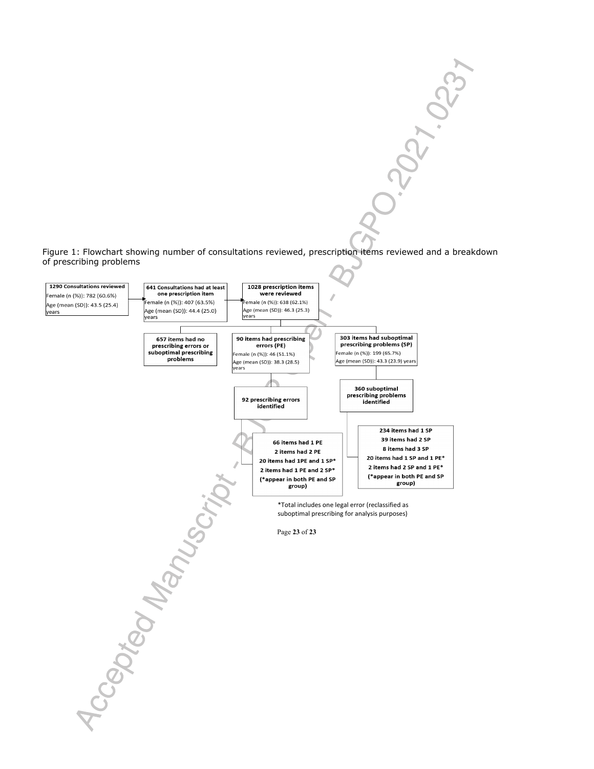Figure 1: Flowchart showing number of consultations reviewed, prescription items reviewed and a breakdown of prescribing problems

**1290 Consultations reviewed**
Female (n (%)): 782 (60.6%)
Age (mean (SD)): 43.5 (25.4) years

**641 Consultations had at least one prescription item**
Female (n (%)): 407 (63.5%)
Age (mean (SD)): 44.4 (25.0) years

**1028 prescription items were reviewed**
Female (n (%)): 638 (62.1%)
Age (mean (SD)): 46.3 (25.3) years

**657 items had no prescribing errors or suboptimal prescribing problems**

**90 items had prescribing errors (PE)**
Female (n (%)): 46 (51.1%)
Age (mean (SD)): 38.3 (28.5) years

**303 items had suboptimal prescribing problems (SP)**
Female (n (%)): 199 (65.7%)
Age (mean (SD)): 43.3 (23.9) years

**92 prescribing errors identified**

**66 items had 1 PE**
**2 items had 2 PE**
**20 items had 1PE and 1 SP***
**2 items had 1 PE and 2 SP***
**(*appear in both PE and SP group)**

**360 suboptimal prescribing problems identified**

**234 items had 1 SP**
**39 items had 2 SP**
**8 items had 3 SP**
**20 items had 1 SP and 1 PE***
**2 items had 2 SP and 1 PE***
**(*appear in both PE and SP group)**

*Total includes one legal error (reclassified as suboptimal prescribing for analysis purposes)